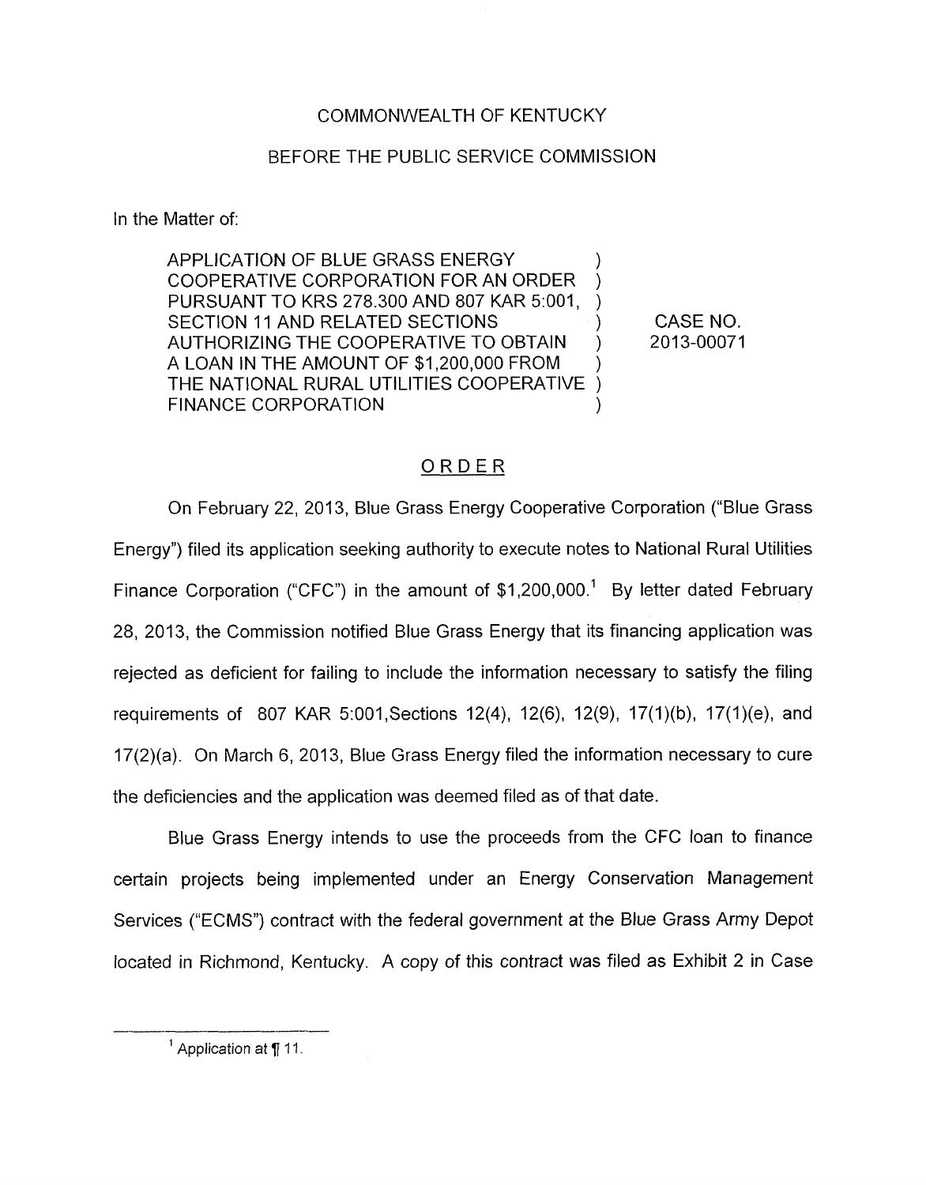COMMONWEALTH OF KENTUCKY

BEFORE THE PUBLIC SERVICE COMMISSION

In the Matter of:

| | | |
|---|---|---|
| APPLICATION OF BLUE GRASS ENERGY COOPERATIVE CORPORATION FOR AN ORDER PURSUANT TO KRS 278.300 AND 807 KAR 5:001, SECTION 11 AND RELATED SECTIONS AUTHORIZING THE COOPERATIVE TO OBTAIN A LOAN IN THE AMOUNT OF $1,200,000 FROM THE NATIONAL RURAL UTILITIES COOPERATIVE FINANCE CORPORATION | ) ) ) ) ) ) ) ) | CASE NO. 2013-00071 |

## ORDER

On February 22, 2013, Blue Grass Energy Cooperative Corporation ("Blue Grass Energy") filed its application seeking authority to execute notes to National Rural Utilities Finance Corporation ("CFC") in the amount of $1,200,000.[1] By letter dated February 28, 2013, the Commission notified Blue Grass Energy that its financing application was rejected as deficient for failing to include the information necessary to satisfy the filing requirements of 807 KAR 5:001,Sections 12(4), 12(6), 12(9), 17(1)(b), 17(1)(e), and 17(2)(a). On March 6, 2013, Blue Grass Energy filed the information necessary to cure the deficiencies and the application was deemed filed as of that date.

Blue Grass Energy intends to use the proceeds from the CFC loan to finance certain projects being implemented under an Energy Conservation Management Services ("ECMS") contract with the federal government at the Blue Grass Army Depot located in Richmond, Kentucky. A copy of this contract was filed as Exhibit 2 in Case

---

[1] Application at ¶ 11.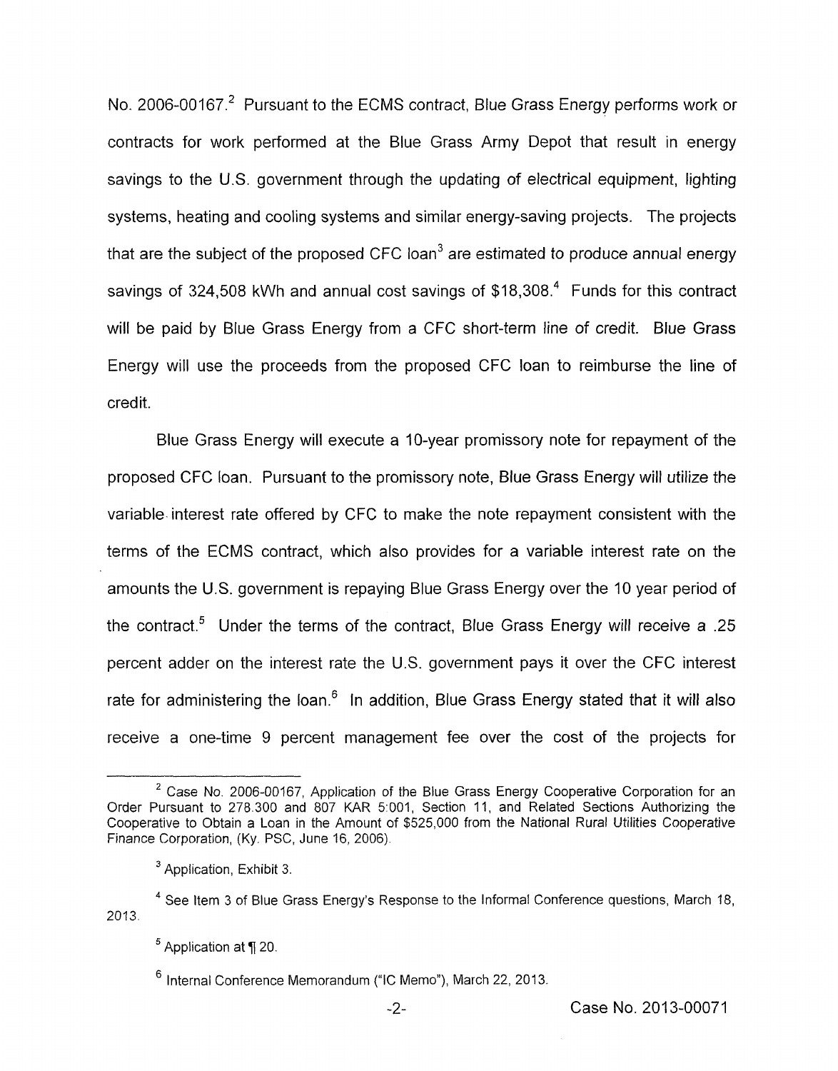No. 2006-00167.[2] Pursuant to the ECMS contract, Blue Grass Energy performs work or contracts for work performed at the Blue Grass Army Depot that result in energy savings to the U.S. government through the updating of electrical equipment, lighting systems, heating and cooling systems and similar energy-saving projects. The projects that are the subject of the proposed CFC loan[3] are estimated to produce annual energy savings of 324,508 kWh and annual cost savings of $18,308.[4] Funds for this contract will be paid by Blue Grass Energy from a CFC short-term line of credit. Blue Grass Energy will use the proceeds from the proposed CFC loan to reimburse the line of credit.

Blue Grass Energy will execute a 10-year promissory note for repayment of the proposed CFC loan. Pursuant to the promissory note, Blue Grass Energy will utilize the variable interest rate offered by CFC to make the note repayment consistent with the terms of the ECMS contract, which also provides for a variable interest rate on the amounts the U.S. government is repaying Blue Grass Energy over the 10 year period of the contract.[5] Under the terms of the contract, Blue Grass Energy will receive a .25 percent adder on the interest rate the U.S. government pays it over the CFC interest rate for administering the loan.[6] In addition, Blue Grass Energy stated that it will also receive a one-time 9 percent management fee over the cost of the projects for

---

[2] Case No. 2006-00167, Application of the Blue Grass Energy Cooperative Corporation for an Order Pursuant to 278.300 and 807 KAR 5:001, Section 11, and Related Sections Authorizing the Cooperative to Obtain a Loan in the Amount of $525,000 from the National Rural Utilities Cooperative Finance Corporation, (Ky. PSC, June 16, 2006).

[3] Application, Exhibit 3.

[4] See Item 3 of Blue Grass Energy's Response to the Informal Conference questions, March 18, 2013.

[5] Application at ¶ 20.

[6] Internal Conference Memorandum ("IC Memo"), March 22, 2013.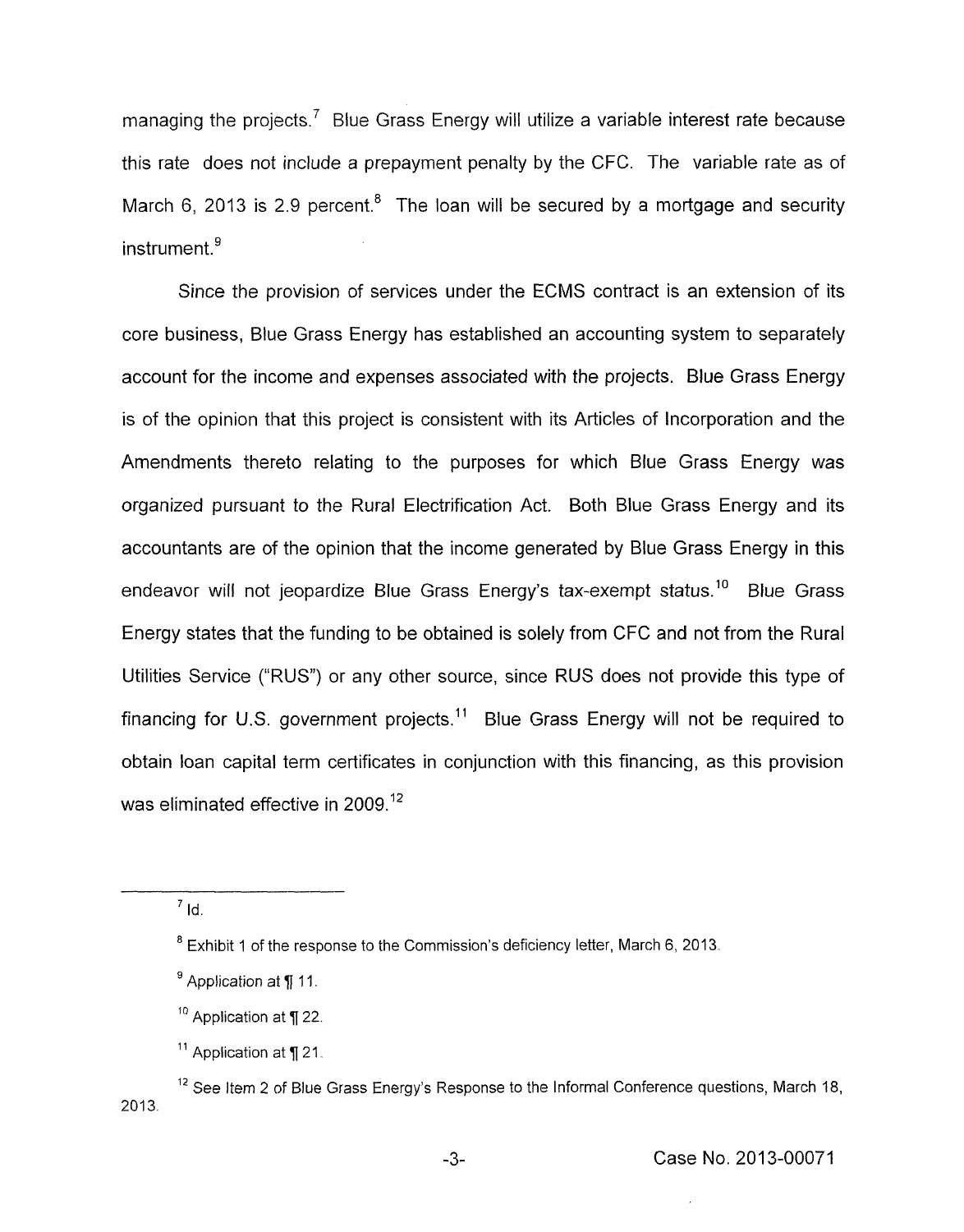managing the projects.[7] Blue Grass Energy will utilize a variable interest rate because this rate does not include a prepayment penalty by the CFC. The variable rate as of March 6, 2013 is 2.9 percent.[8] The loan will be secured by a mortgage and security instrument.[9]

Since the provision of services under the ECMS contract is an extension of its core business, Blue Grass Energy has established an accounting system to separately account for the income and expenses associated with the projects. Blue Grass Energy is of the opinion that this project is consistent with its Articles of Incorporation and the Amendments thereto relating to the purposes for which Blue Grass Energy was organized pursuant to the Rural Electrification Act. Both Blue Grass Energy and its accountants are of the opinion that the income generated by Blue Grass Energy in this endeavor will not jeopardize Blue Grass Energy's tax-exempt status.[10] Blue Grass Energy states that the funding to be obtained is solely from CFC and not from the Rural Utilities Service ("RUS") or any other source, since RUS does not provide this type of financing for U.S. government projects.[11] Blue Grass Energy will not be required to obtain loan capital term certificates in conjunction with this financing, as this provision was eliminated effective in 2009.[12]

---

[7] Id.

[8] Exhibit 1 of the response to the Commission's deficiency letter, March 6, 2013.

[9] Application at ¶ 11.

[10] Application at ¶ 22.

[11] Application at ¶ 21.

[12] See Item 2 of Blue Grass Energy's Response to the Informal Conference questions, March 18, 2013.

Case No. 2013-00071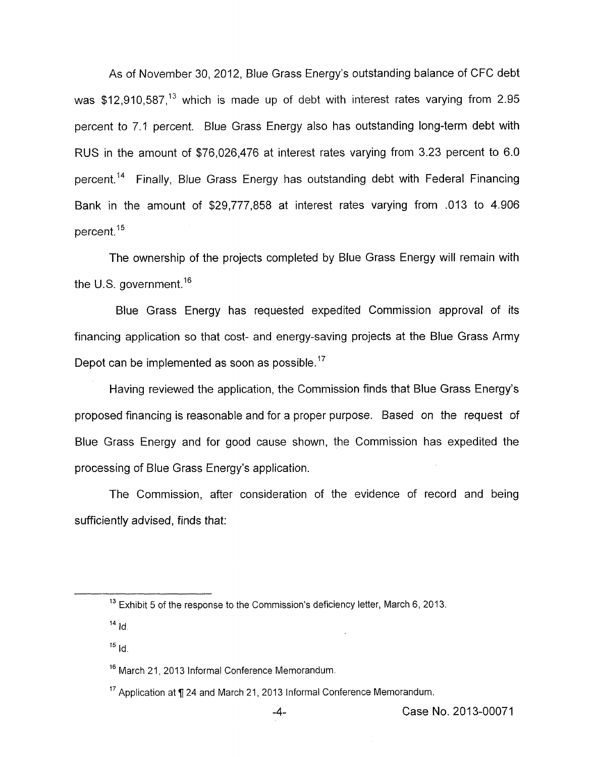As of November 30, 2012, Blue Grass Energy's outstanding balance of CFC debt was $12,910,587,[13] which is made up of debt with interest rates varying from 2.95 percent to 7.1 percent. Blue Grass Energy also has outstanding long-term debt with RUS in the amount of $76,026,476 at interest rates varying from 3.23 percent to 6.0 percent.[14] Finally, Blue Grass Energy has outstanding debt with Federal Financing Bank in the amount of $29,777,858 at interest rates varying from .013 to 4.906 percent.[15]

The ownership of the projects completed by Blue Grass Energy will remain with the U.S. government.[16]

Blue Grass Energy has requested expedited Commission approval of its financing application so that cost- and energy-saving projects at the Blue Grass Army Depot can be implemented as soon as possible.[17]

Having reviewed the application, the Commission finds that Blue Grass Energy's proposed financing is reasonable and for a proper purpose. Based on the request of Blue Grass Energy and for good cause shown, the Commission has expedited the processing of Blue Grass Energy's application.

The Commission, after consideration of the evidence of record and being sufficiently advised, finds that:

---

[13] Exhibit 5 of the response to the Commission's deficiency letter, March 6, 2013.

[14] Id.

[15] Id.

[16] March 21, 2013 Informal Conference Memorandum.

[17] Application at ¶ 24 and March 21, 2013 Informal Conference Memorandum.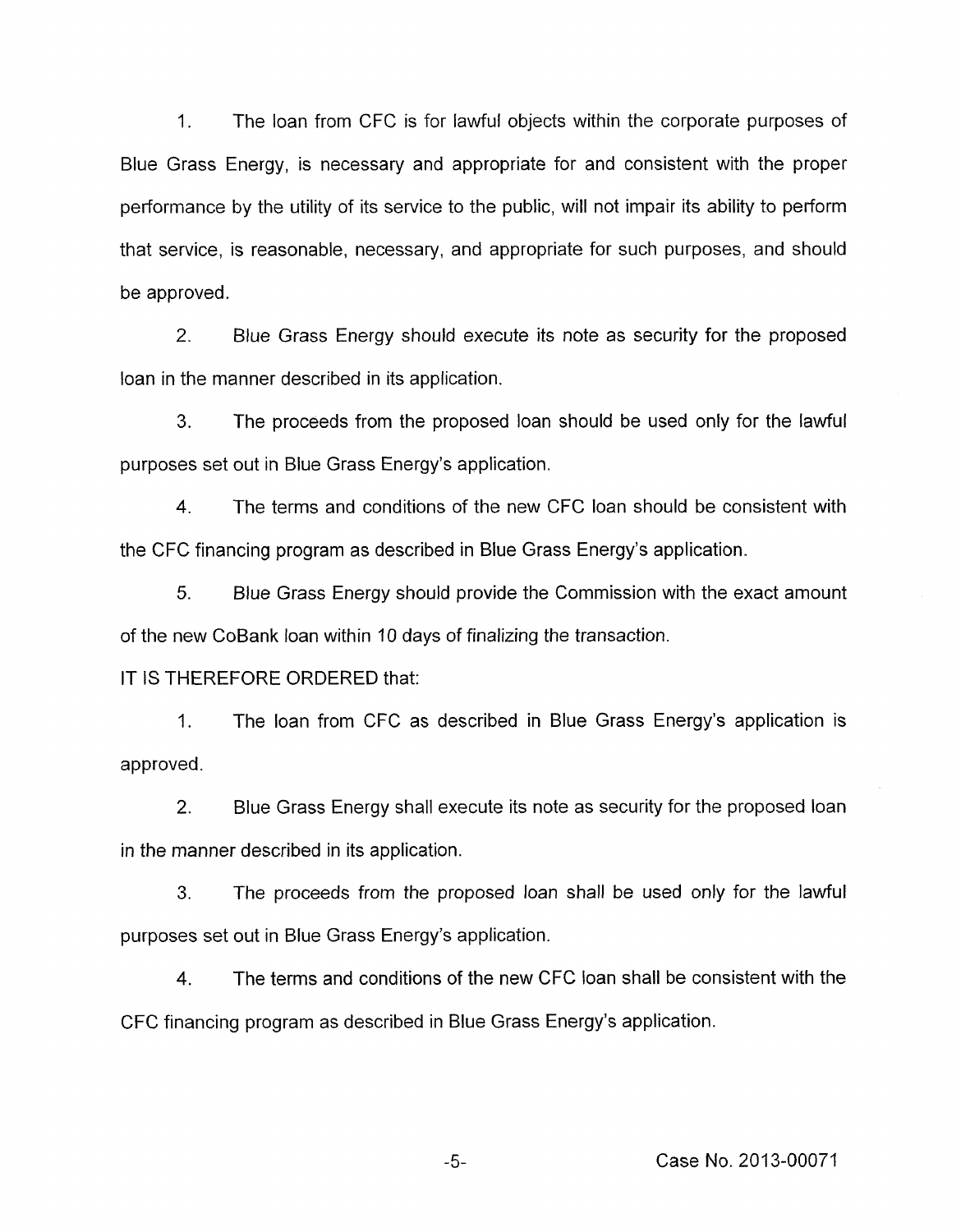1. The loan from CFC is for lawful objects within the corporate purposes of Blue Grass Energy, is necessary and appropriate for and consistent with the proper performance by the utility of its service to the public, will not impair its ability to perform that service, is reasonable, necessary, and appropriate for such purposes, and should be approved.

2. Blue Grass Energy should execute its note as security for the proposed loan in the manner described in its application.

3. The proceeds from the proposed loan should be used only for the lawful purposes set out in Blue Grass Energy's application.

4. The terms and conditions of the new CFC loan should be consistent with the CFC financing program as described in Blue Grass Energy's application.

5. Blue Grass Energy should provide the Commission with the exact amount of the new CoBank loan within 10 days of finalizing the transaction.

IT IS THEREFORE ORDERED that:

1. The loan from CFC as described in Blue Grass Energy's application is approved.

2. Blue Grass Energy shall execute its note as security for the proposed loan in the manner described in its application.

3. The proceeds from the proposed loan shall be used only for the lawful purposes set out in Blue Grass Energy's application.

4. The terms and conditions of the new CFC loan shall be consistent with the CFC financing program as described in Blue Grass Energy's application.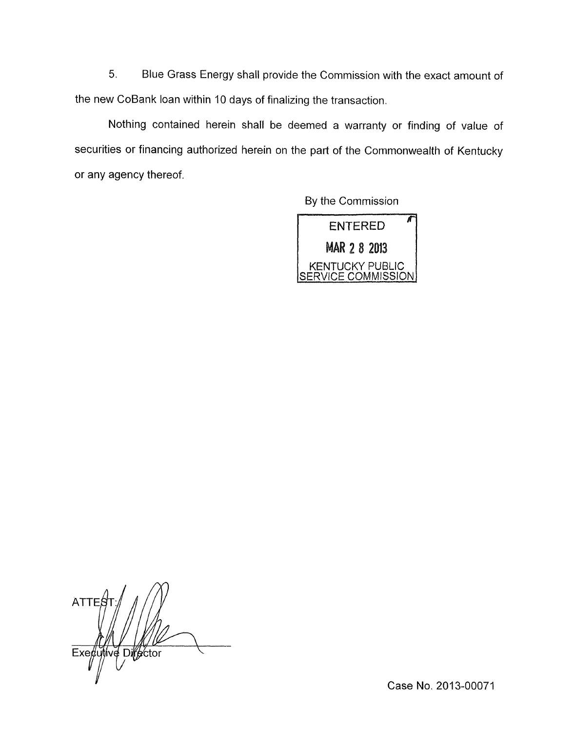5. Blue Grass Energy shall provide the Commission with the exact amount of the new CoBank loan within 10 days of finalizing the transaction.

Nothing contained herein shall be deemed a warranty or finding of value of securities or financing authorized herein on the part of the Commonwealth of Kentucky or any agency thereof.

By the Commission

ENTERED

MAR 2 8 2013

KENTUCKY PUBLIC SERVICE COMMISSION

ATTEST:

Executive Director

Case No. 2013-00071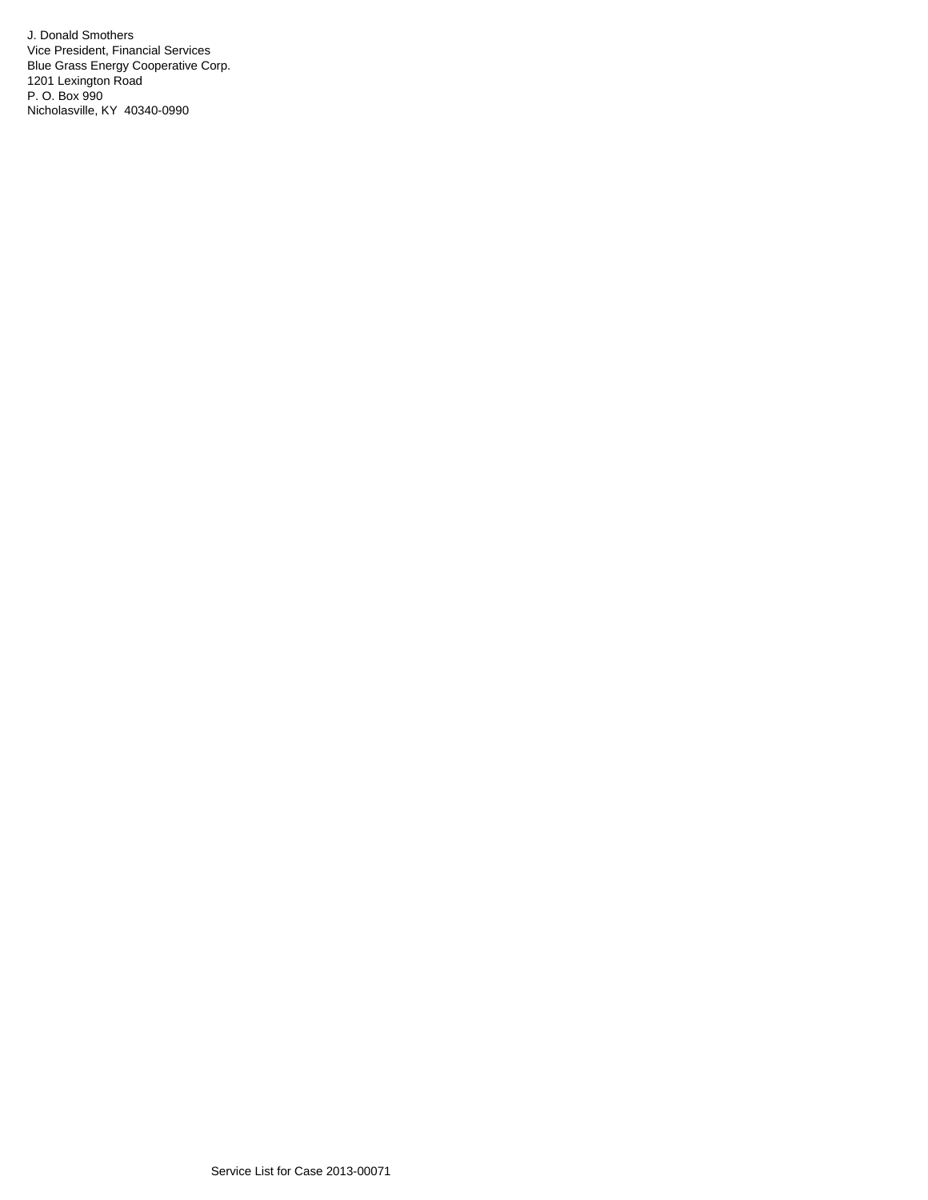J. Donald Smothers
Vice President, Financial Services
Blue Grass Energy Cooperative Corp.
1201 Lexington Road
P. O. Box 990
Nicholasville, KY  40340-0990